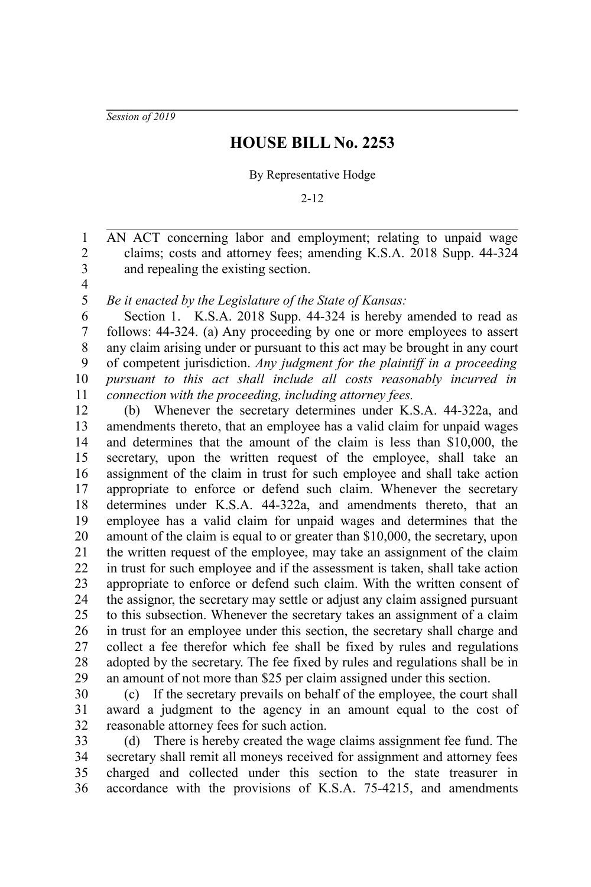*Session of 2019*

# HOUSE BILL No. 2253

By Representative Hodge

2-12

AN ACT concerning labor and employment; relating to unpaid wage claims; costs and attorney fees; amending K.S.A. 2018 Supp. 44-324 and repealing the existing section.

*Be it enacted by the Legislature of the State of Kansas:*

Section 1. K.S.A. 2018 Supp. 44-324 is hereby amended to read as follows: 44-324. (a) Any proceeding by one or more employees to assert any claim arising under or pursuant to this act may be brought in any court of competent jurisdiction. *Any judgment for the plaintiff in a proceeding pursuant to this act shall include all costs reasonably incurred in connection with the proceeding, including attorney fees.*

(b) Whenever the secretary determines under K.S.A. 44-322a, and amendments thereto, that an employee has a valid claim for unpaid wages and determines that the amount of the claim is less than $10,000, the secretary, upon the written request of the employee, shall take an assignment of the claim in trust for such employee and shall take action appropriate to enforce or defend such claim. Whenever the secretary determines under K.S.A. 44-322a, and amendments thereto, that an employee has a valid claim for unpaid wages and determines that the amount of the claim is equal to or greater than $10,000, the secretary, upon the written request of the employee, may take an assignment of the claim in trust for such employee and if the assessment is taken, shall take action appropriate to enforce or defend such claim. With the written consent of the assignor, the secretary may settle or adjust any claim assigned pursuant to this subsection. Whenever the secretary takes an assignment of a claim in trust for an employee under this section, the secretary shall charge and collect a fee therefor which fee shall be fixed by rules and regulations adopted by the secretary. The fee fixed by rules and regulations shall be in an amount of not more than $25 per claim assigned under this section.

(c) If the secretary prevails on behalf of the employee, the court shall award a judgment to the agency in an amount equal to the cost of reasonable attorney fees for such action.

(d) There is hereby created the wage claims assignment fee fund. The secretary shall remit all moneys received for assignment and attorney fees charged and collected under this section to the state treasurer in accordance with the provisions of K.S.A. 75-4215, and amendments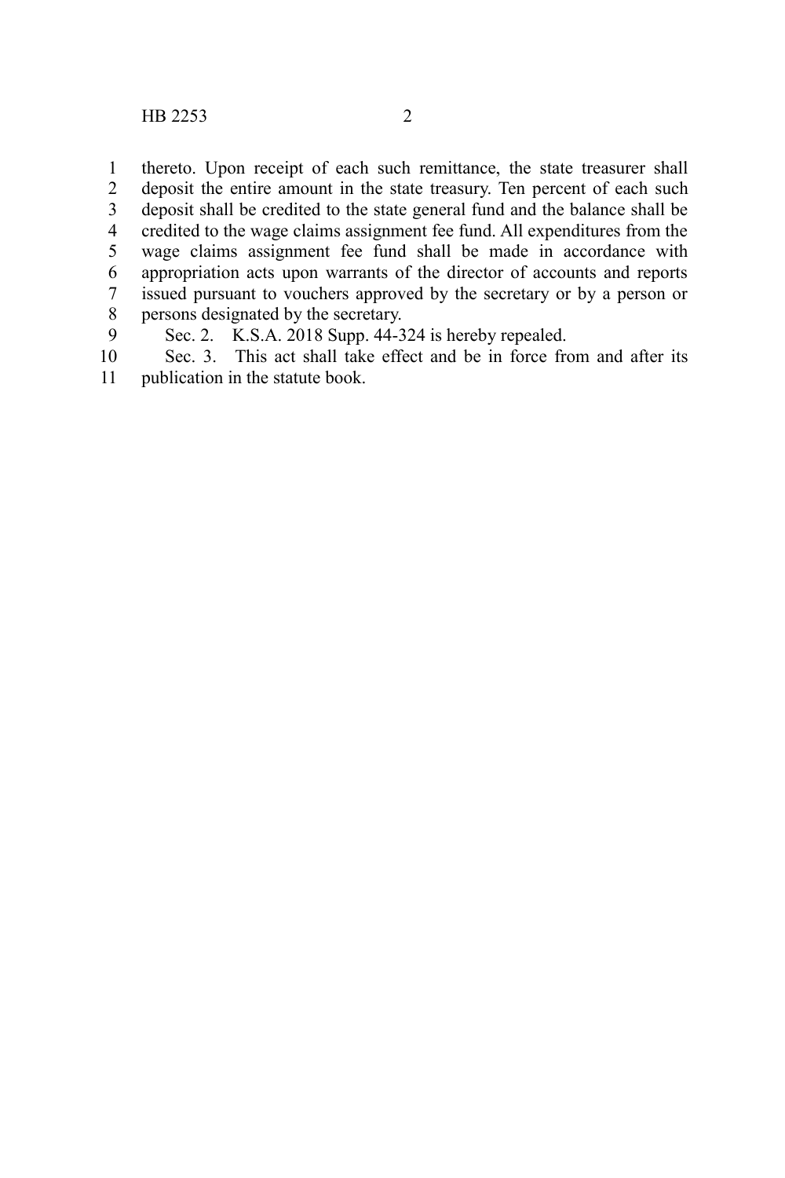thereto. Upon receipt of each such remittance, the state treasurer shall deposit the entire amount in the state treasury. Ten percent of each such deposit shall be credited to the state general fund and the balance shall be credited to the wage claims assignment fee fund. All expenditures from the wage claims assignment fee fund shall be made in accordance with appropriation acts upon warrants of the director of accounts and reports issued pursuant to vouchers approved by the secretary or by a person or persons designated by the secretary.

Sec. 2. K.S.A. 2018 Supp. 44-324 is hereby repealed.

Sec. 3. This act shall take effect and be in force from and after its publication in the statute book.